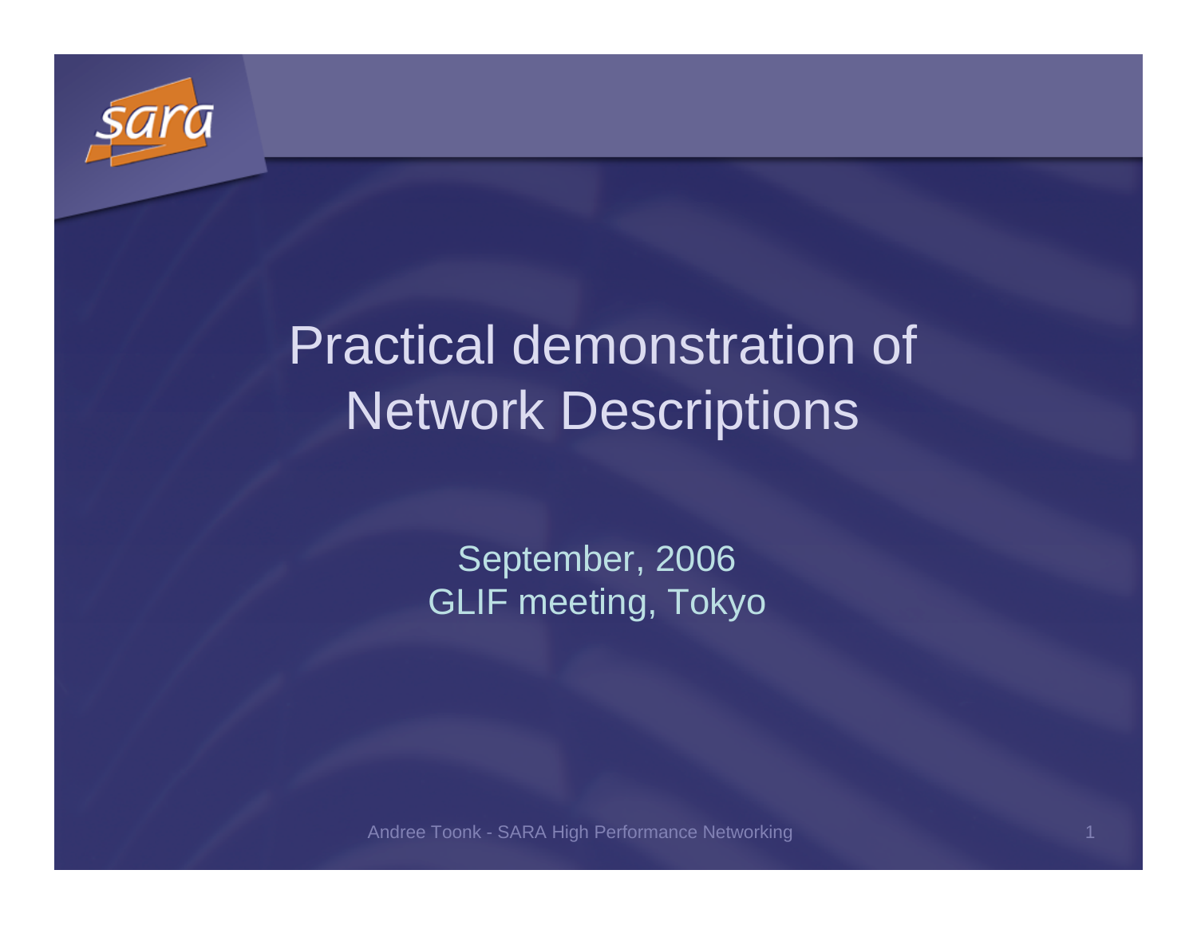# Practical demonstration of Network Descriptions

September, 2006
GLIF meeting, Tokyo

Andree Toonk - SARA High Performance Networking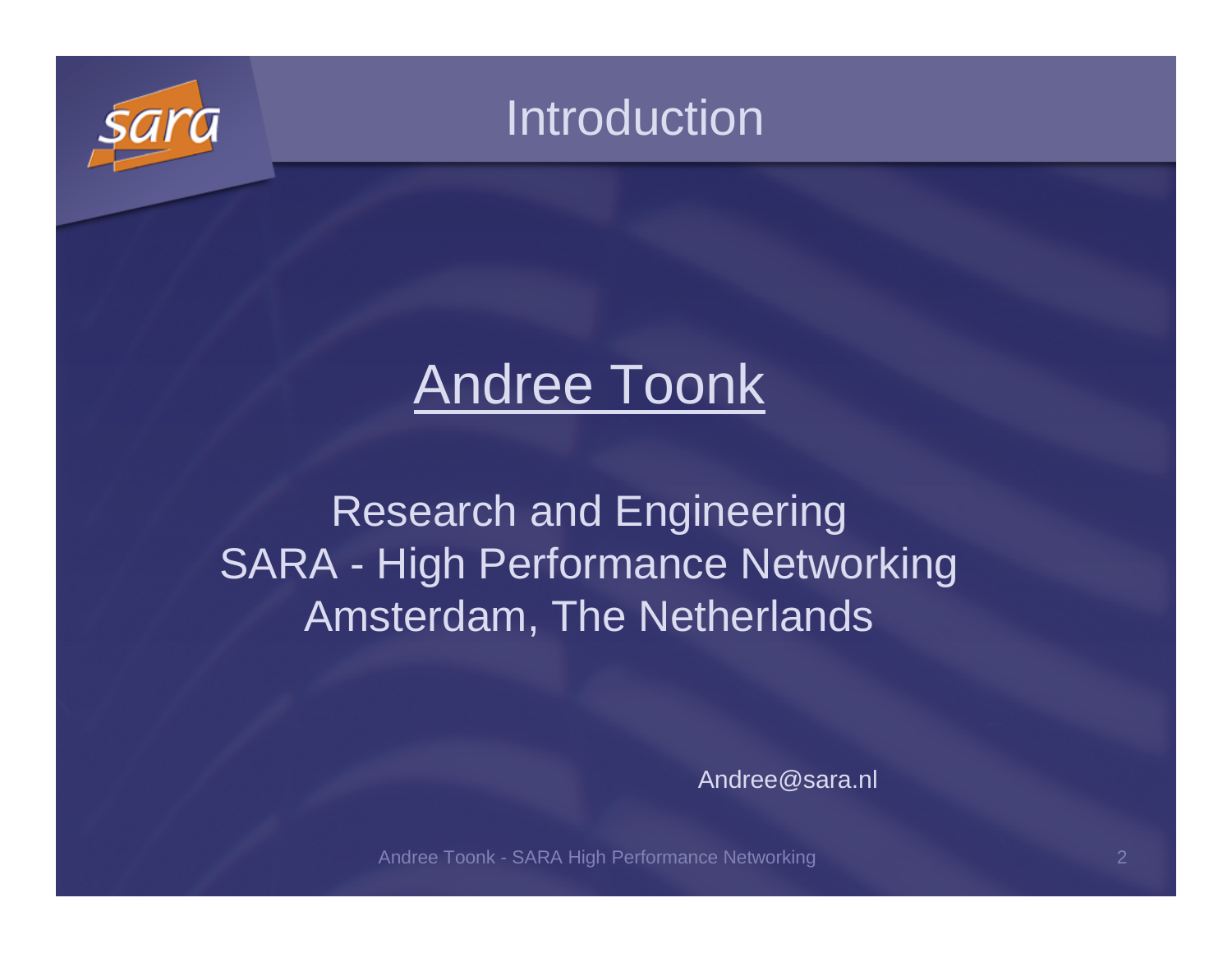# Introduction

## Andree Toonk

Research and Engineering
SARA - High Performance Networking
Amsterdam, The Netherlands

Andree@sara.nl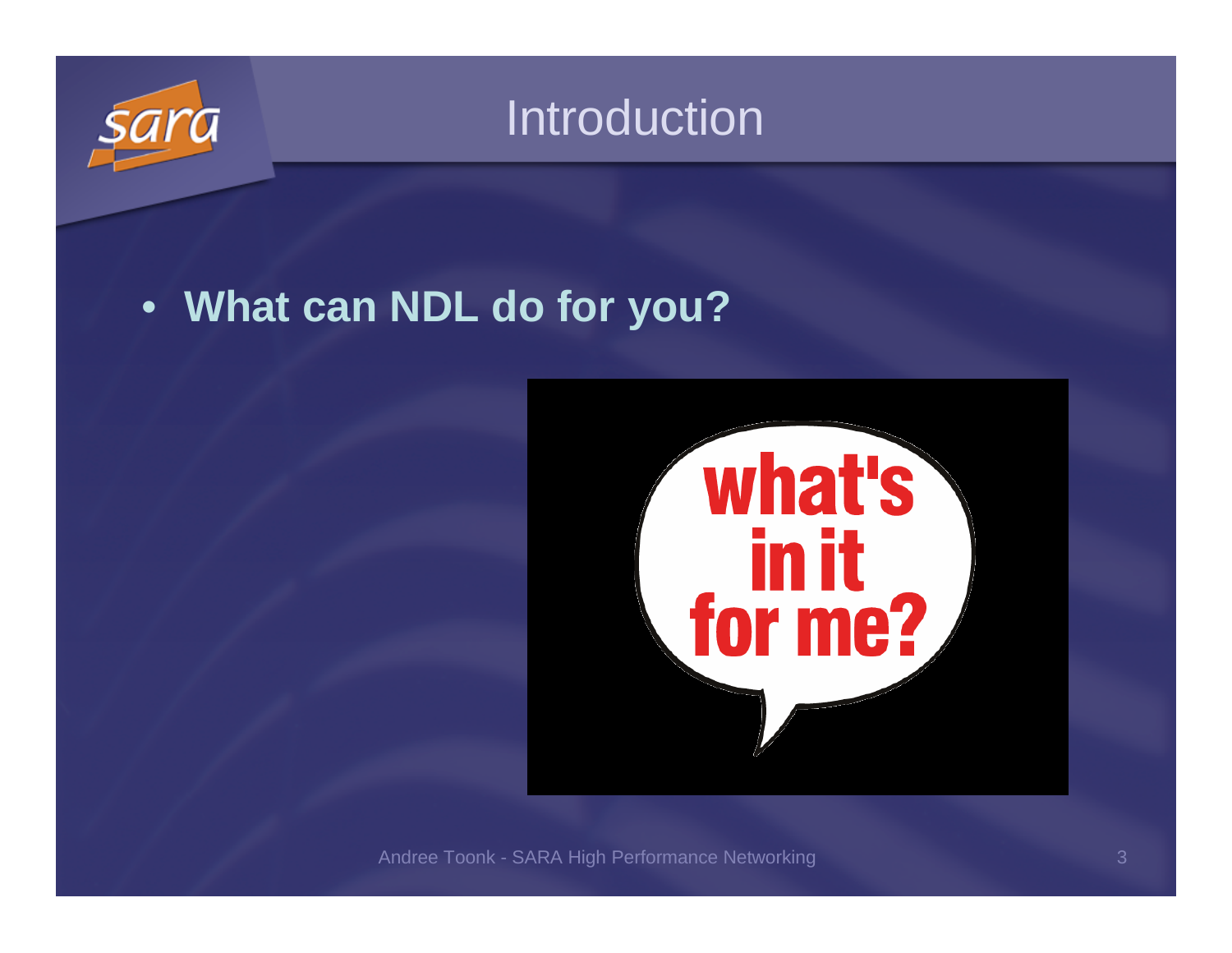# Introduction

- **What can NDL do for you?**

what's in it for me?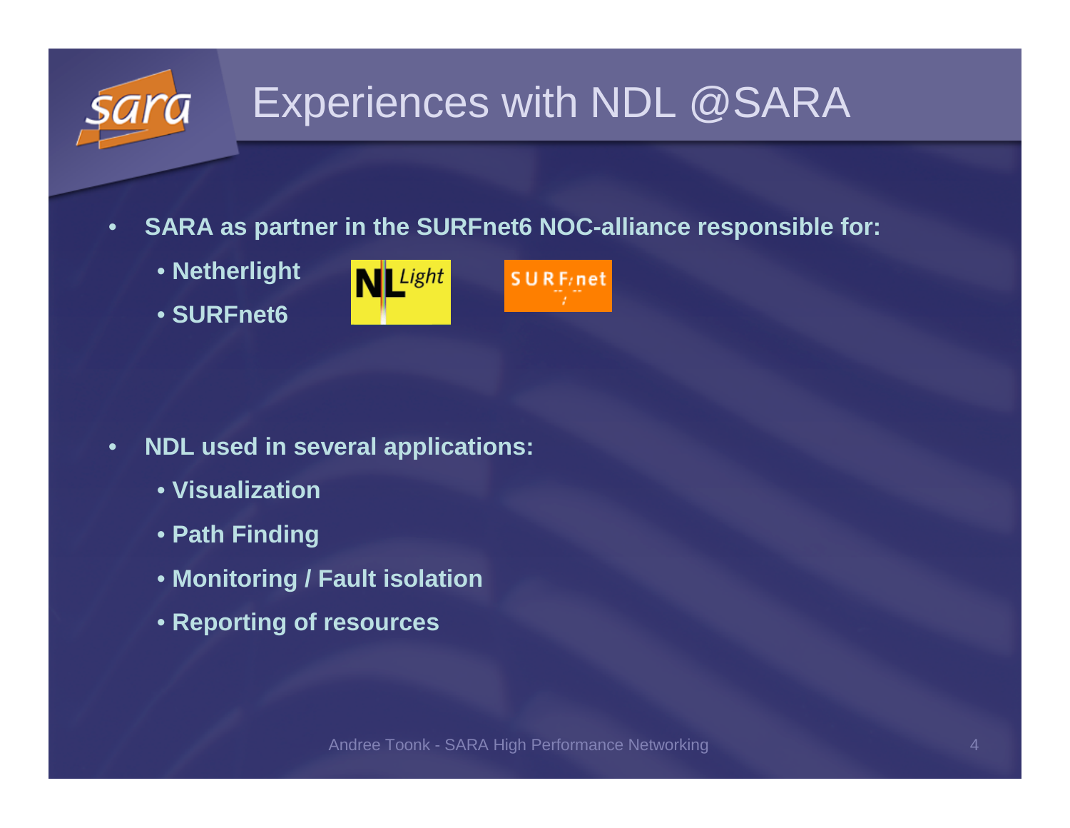# Experiences with NDL @SARA

- **SARA as partner in the SURFnet6 NOC-alliance responsible for:**
  - **Netherlight**
  - **SURFnet6**

- **NDL used in several applications:**
  - **Visualization**
  - **Path Finding**
  - **Monitoring / Fault isolation**
  - **Reporting of resources**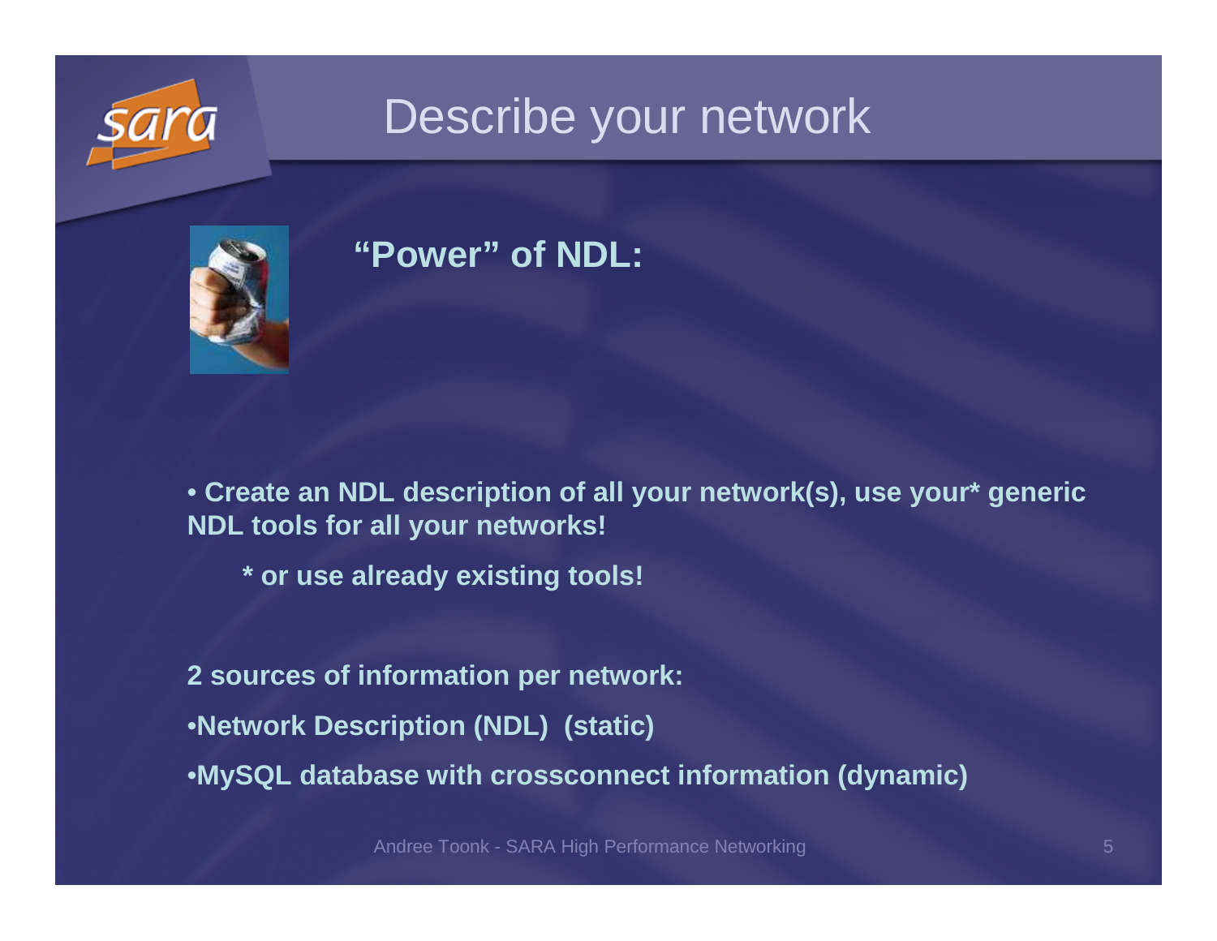# Describe your network

## "Power" of NDL:

- **Create an NDL description of all your network(s), use your* generic NDL tools for all your networks!**

  **\* or use already existing tools!**

**2 sources of information per network:**

- **Network Description (NDL) (static)**
- **MySQL database with crossconnect information (dynamic)**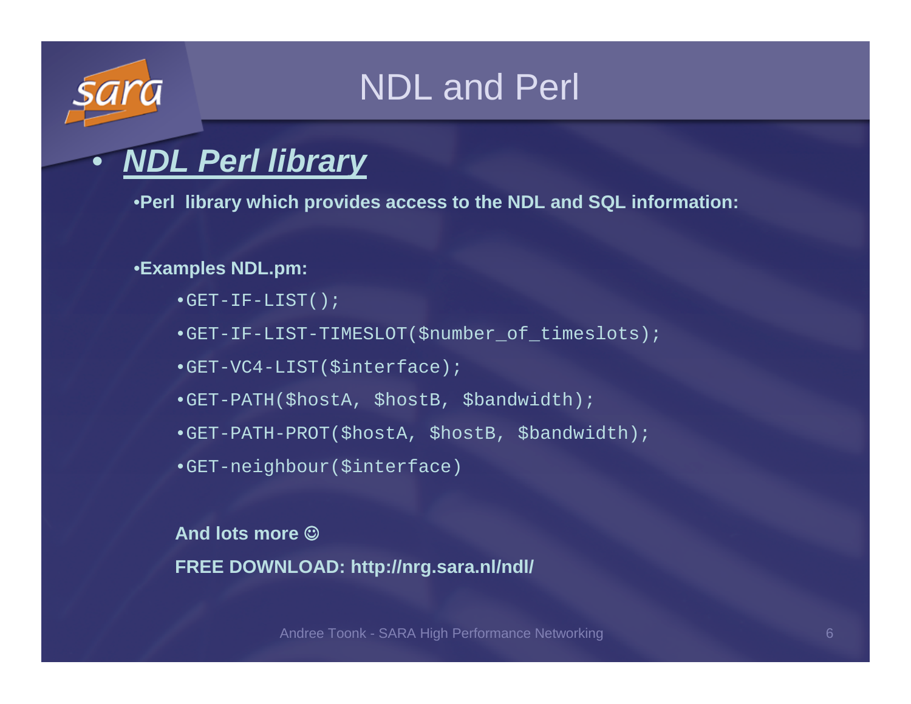# NDL and Perl

- ***NDL Perl library***
  - **Perl library which provides access to the NDL and SQL information:**
  - **Examples NDL.pm:**
    - `GET-IF-LIST();`
    - `GET-IF-LIST-TIMESLOT($number_of_timeslots);`
    - `GET-VC4-LIST($interface);`
    - `GET-PATH($hostA, $hostB, $bandwidth);`
    - `GET-PATH-PROT($hostA, $hostB, $bandwidth);`
    - `GET-neighbour($interface)`

**And lots more ☺**

**FREE DOWNLOAD: http://nrg.sara.nl/ndl/**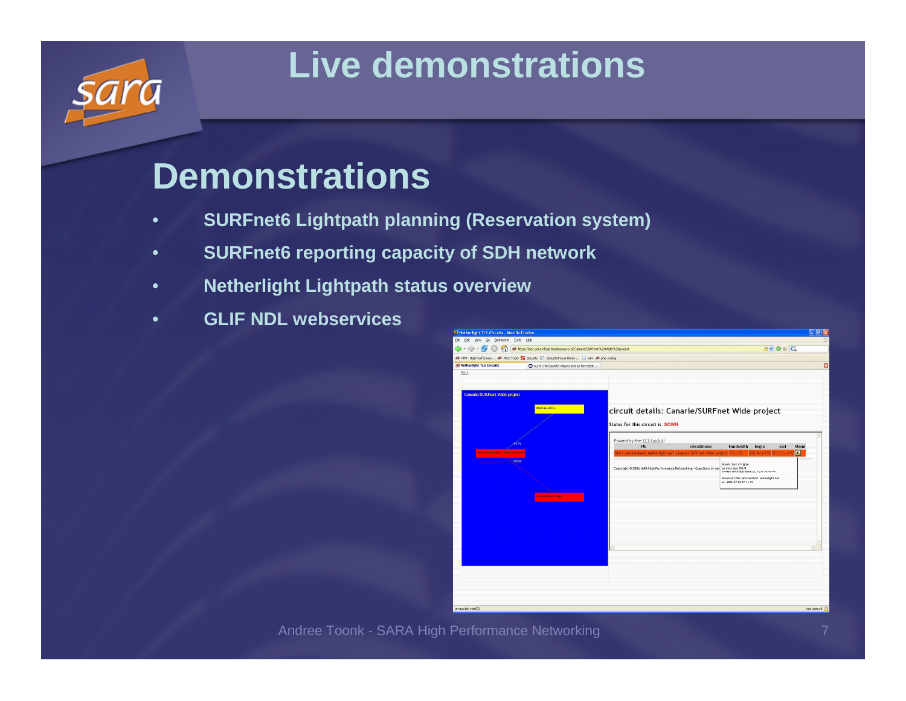# Live demonstrations

## Demonstrations

- SURFnet6 Lightpath planning (Reservation system)
- SURFnet6 reporting capacity of SDH network
- Netherlight Lightpath status overview
- GLIF NDL webservices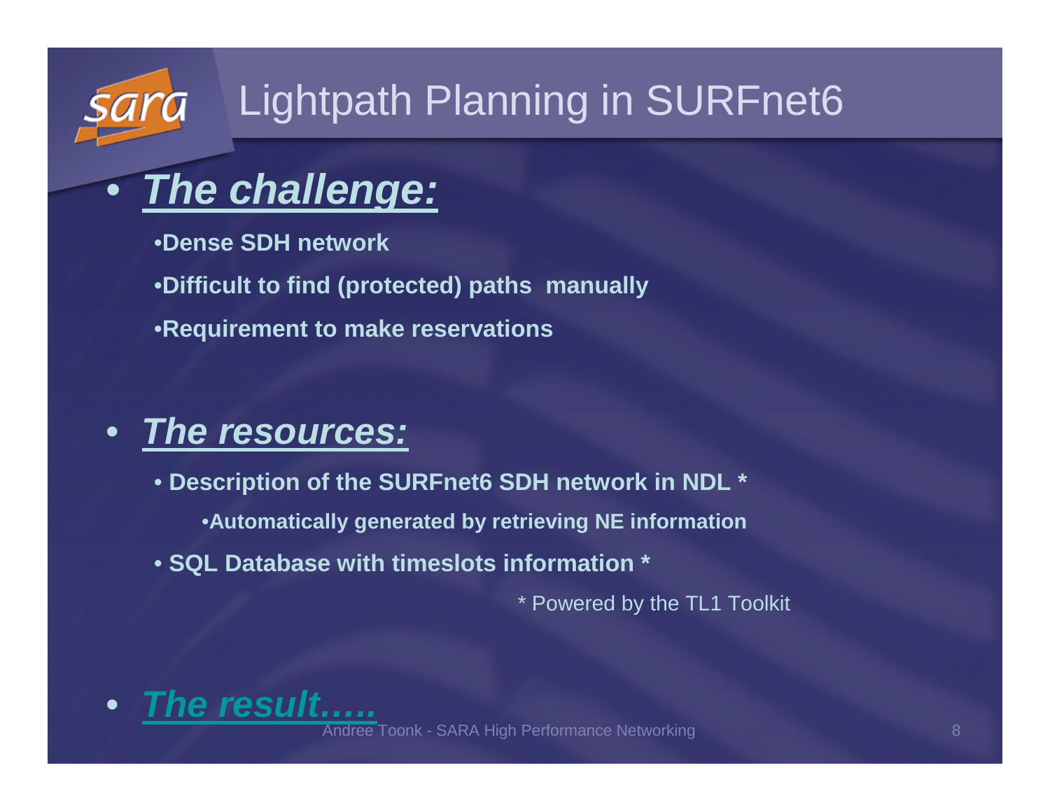# Lightpath Planning in SURFnet6

- ***The challenge:***
  - **Dense SDH network**
  - **Difficult to find (protected) paths manually**
  - **Requirement to make reservations**

- ***The resources:***
  - **Description of the SURFnet6 SDH network in NDL ***
    - **Automatically generated by retrieving NE information**
  - **SQL Database with timeslots information ***

  * Powered by the TL1 Toolkit

- ***The result…..***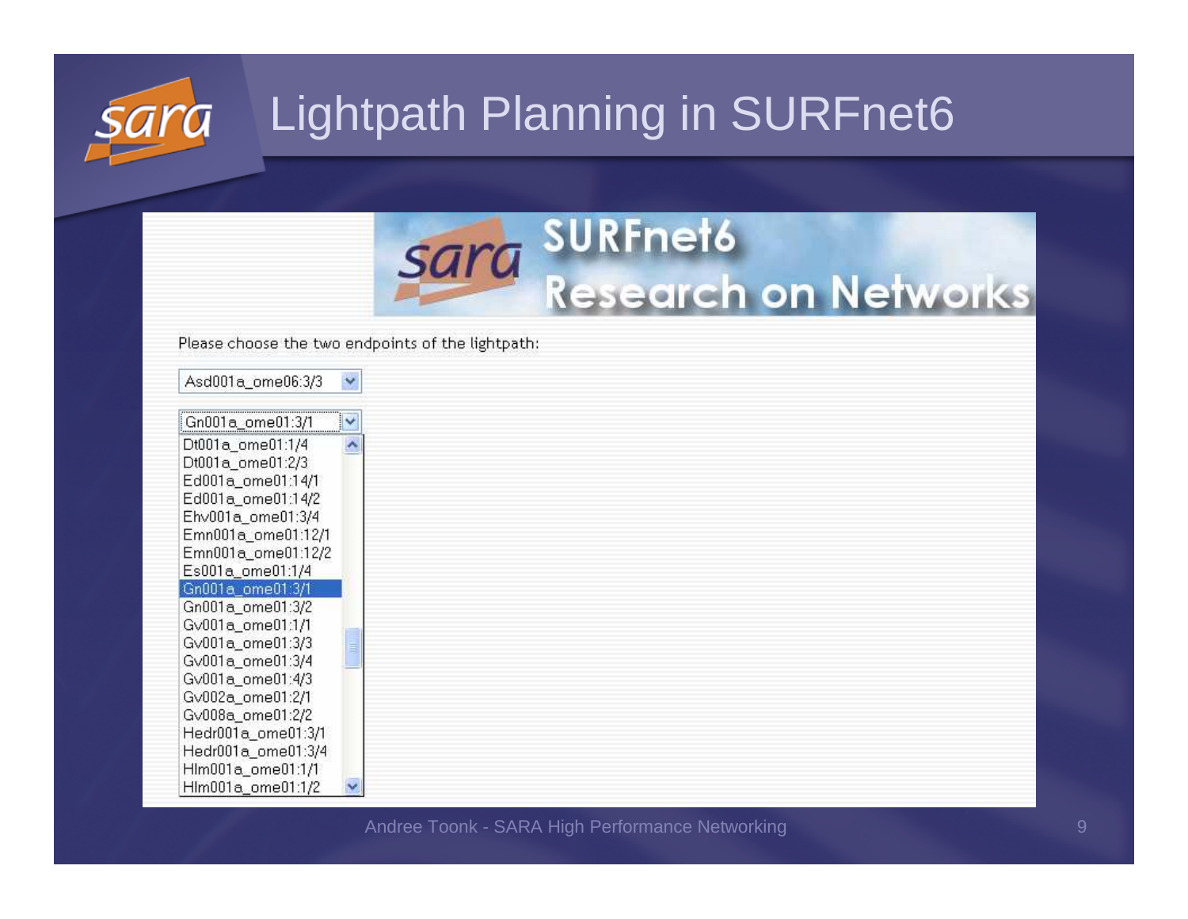# Lightpath Planning in SURFnet6

SURFnet6
Research on Networks

Please choose the two endpoints of the lightpath:

Asd001a_ome06:3/3

Gn001a_ome01:3/1

- Dt001a_ome01:1/4
- Dt001a_ome01:2/3
- Ed001a_ome01:14/1
- Ed001a_ome01:14/2
- Ehv001a_ome01:3/4
- Emn001a_ome01:12/1
- Emn001a_ome01:12/2
- Es001a_ome01:1/4
- Gn001a_ome01:3/1
- Gn001a_ome01:3/2
- Gv001a_ome01:1/1
- Gv001a_ome01:3/3
- Gv001a_ome01:3/4
- Gv001a_ome01:4/3
- Gv002a_ome01:2/1
- Gv008a_ome01:2/2
- Hedr001a_ome01:3/1
- Hedr001a_ome01:3/4
- Hlm001a_ome01:1/1
- Hlm001a_ome01:1/2

Andree Toonk - SARA High Performance Networking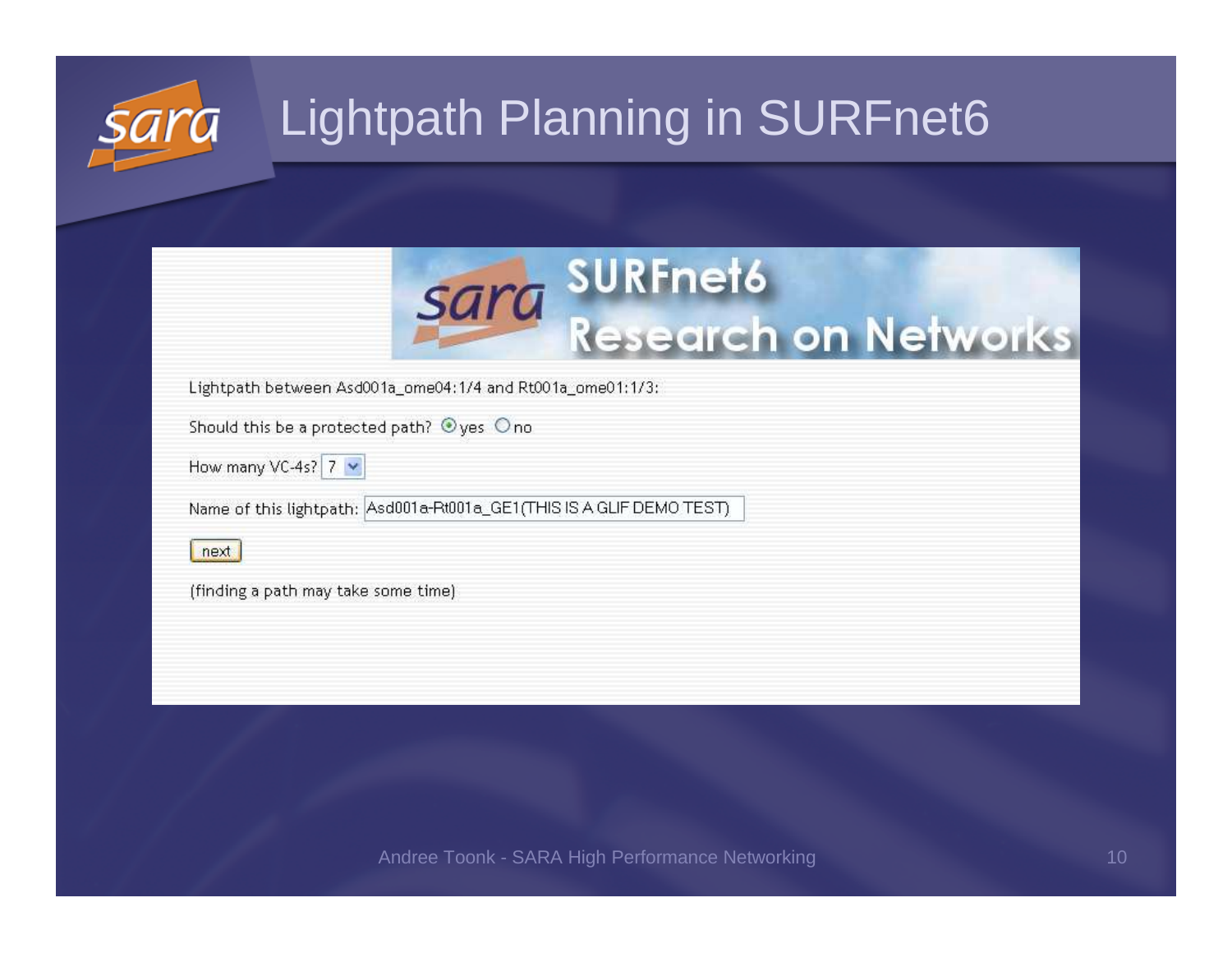# Lightpath Planning in SURFnet6

SURFnet6
Research on Networks

Lightpath between Asd001a_ome04:1/4 and Rt001a_ome01:1/3:

Should this be a protected path? ◉ yes ○ no

How many VC-4s? 7

Name of this lightpath: Asd001a-Rt001a_GE1(THIS IS A GLIF DEMO TEST)

next

(finding a path may take some time)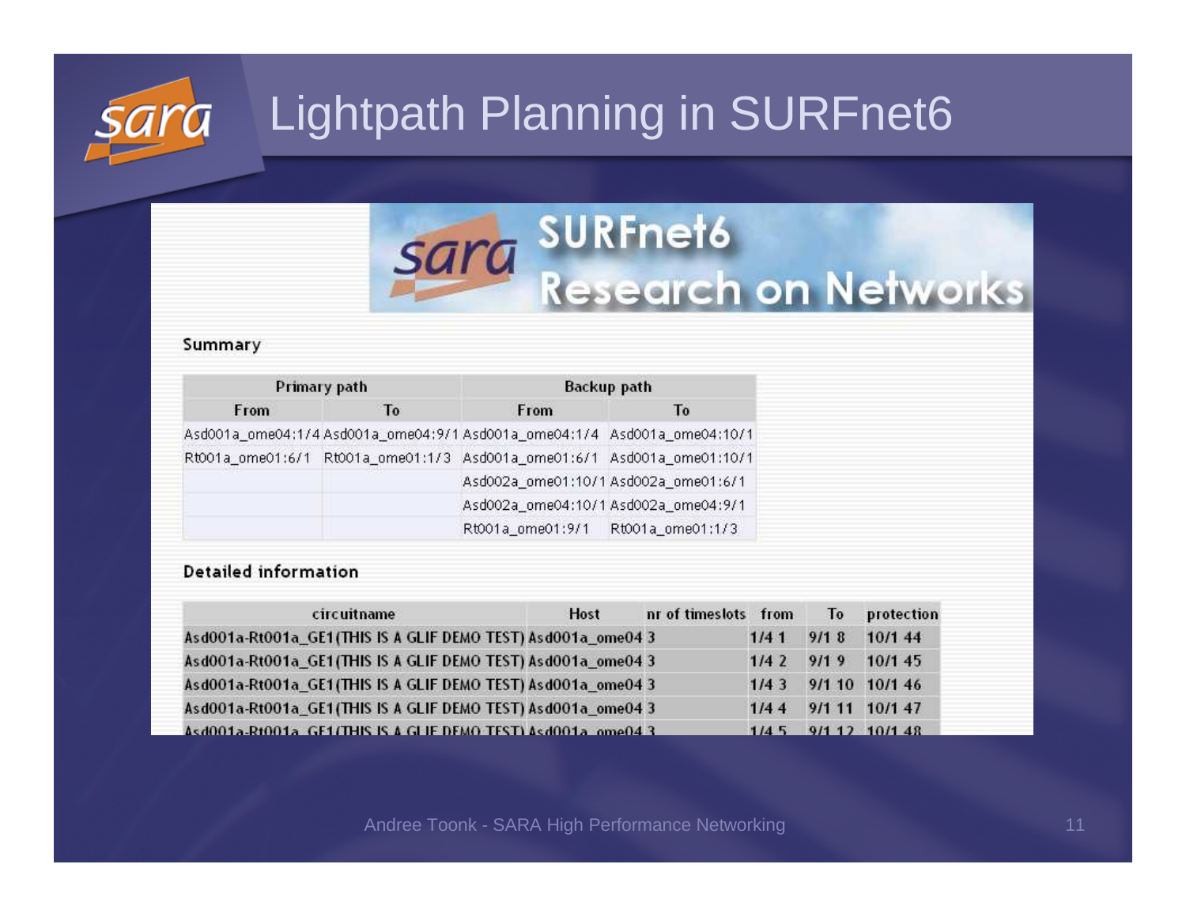# Lightpath Planning in SURFnet6

SURFnet6 Research on Networks

**Summary**

| Primary path | | Backup path | |
|---|---|---|---|
| From | To | From | To |
| Asd001a_ome04:1/4 | Asd001a_ome04:9/1 | Asd001a_ome04:1/4 | Asd001a_ome04:10/1 |
| Rt001a_ome01:6/1 | Rt001a_ome01:1/3 | Asd001a_ome01:6/1 | Asd001a_ome01:10/1 |
| | | Asd002a_ome01:10/1 | Asd002a_ome01:6/1 |
| | | Asd002a_ome04:10/1 | Asd002a_ome04:9/1 |
| | | Rt001a_ome01:9/1 | Rt001a_ome01:1/3 |

**Detailed information**

| circuitname | Host | nr of timeslots | from | To | protection |
|---|---|---|---|---|---|
| Asd001a-Rt001a_GE1(THIS IS A GLIF DEMO TEST) | Asd001a_ome04 | 3 | 1/4 1 | 9/1 8 | 10/1 44 |
| Asd001a-Rt001a_GE1(THIS IS A GLIF DEMO TEST) | Asd001a_ome04 | 3 | 1/4 2 | 9/1 9 | 10/1 45 |
| Asd001a-Rt001a_GE1(THIS IS A GLIF DEMO TEST) | Asd001a_ome04 | 3 | 1/4 3 | 9/1 10 | 10/1 46 |
| Asd001a-Rt001a_GE1(THIS IS A GLIF DEMO TEST) | Asd001a_ome04 | 3 | 1/4 4 | 9/1 11 | 10/1 47 |
| Asd001a-Rt001a_GE1(THIS IS A GLIF DEMO TEST) | Asd001a_ome04 | 3 | 1/4 5 | 9/1 12 | 10/1 48 |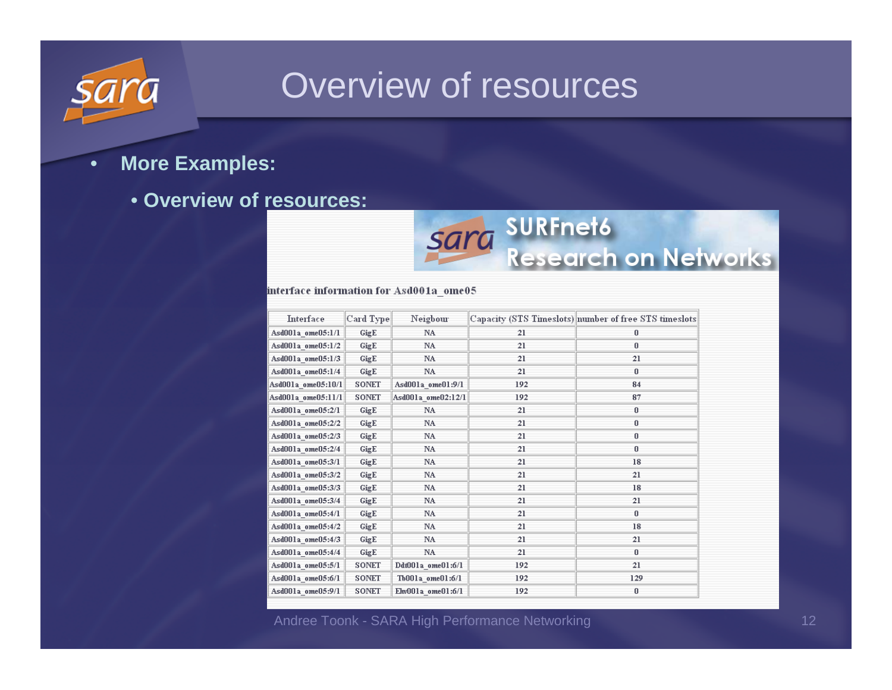# Overview of resources

- **More Examples:**
  - **Overview of resources:**

SURFnet6 Research on Networks

interface information for Asd001a_ome05

| Interface | Card Type | Neigbour | Capacity (STS Timeslots) | number of free STS timeslots |
|---|---|---|---|---|
| Asd001a_ome05:1/1 | GigE | NA | 21 | 0 |
| Asd001a_ome05:1/2 | GigE | NA | 21 | 0 |
| Asd001a_ome05:1/3 | GigE | NA | 21 | 21 |
| Asd001a_ome05:1/4 | GigE | NA | 21 | 0 |
| Asd001a_ome05:10/1 | SONET | Asd001a_ome01:9/1 | 192 | 84 |
| Asd001a_ome05:11/1 | SONET | Asd001a_ome02:12/1 | 192 | 87 |
| Asd001a_ome05:2/1 | GigE | NA | 21 | 0 |
| Asd001a_ome05:2/2 | GigE | NA | 21 | 0 |
| Asd001a_ome05:2/3 | GigE | NA | 21 | 0 |
| Asd001a_ome05:2/4 | GigE | NA | 21 | 0 |
| Asd001a_ome05:3/1 | GigE | NA | 21 | 18 |
| Asd001a_ome05:3/2 | GigE | NA | 21 | 21 |
| Asd001a_ome05:3/3 | GigE | NA | 21 | 18 |
| Asd001a_ome05:3/4 | GigE | NA | 21 | 21 |
| Asd001a_ome05:4/1 | GigE | NA | 21 | 0 |
| Asd001a_ome05:4/2 | GigE | NA | 21 | 18 |
| Asd001a_ome05:4/3 | GigE | NA | 21 | 21 |
| Asd001a_ome05:4/4 | GigE | NA | 21 | 0 |
| Asd001a_ome05:5/1 | SONET | Ddt001a_ome01:6/1 | 192 | 21 |
| Asd001a_ome05:6/1 | SONET | Tb001a_ome01:6/1 | 192 | 129 |
| Asd001a_ome05:9/1 | SONET | Ehv001a_ome01:6/1 | 192 | 0 |

Andree Toonk - SARA High Performance Networking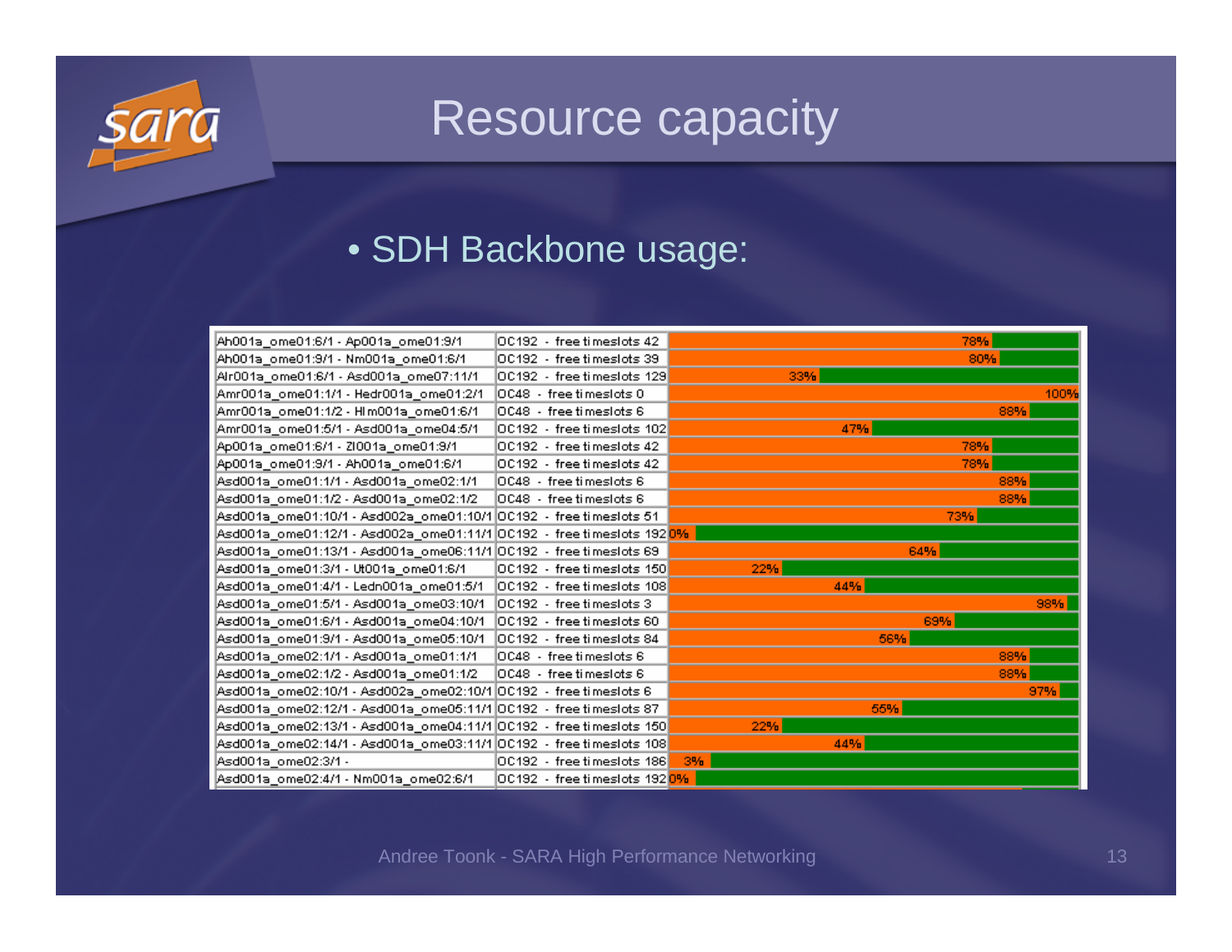# Resource capacity

- SDH Backbone usage:

| Link | Capacity | Usage |
|---|---|---|
| Ah001a_ome01:6/1 - Ap001a_ome01:9/1 | OC192 - free timeslots 42 | 78% |
| Ah001a_ome01:9/1 - Nm001a_ome01:6/1 | OC192 - free timeslots 39 | 80% |
| Alr001a_ome01:6/1 - Asd001a_ome07:11/1 | OC192 - free timeslots 129 | 33% |
| Amr001a_ome01:1/1 - Hedr001a_ome01:2/1 | OC48 - free timeslots 0 | 100% |
| Amr001a_ome01:1/2 - Hlm001a_ome01:6/1 | OC48 - free timeslots 6 | 88% |
| Amr001a_ome01:5/1 - Asd001a_ome04:5/1 | OC192 - free timeslots 102 | 47% |
| Ap001a_ome01:6/1 - Zl001a_ome01:9/1 | OC192 - free timeslots 42 | 78% |
| Ap001a_ome01:9/1 - Ah001a_ome01:6/1 | OC192 - free timeslots 42 | 78% |
| Asd001a_ome01:1/1 - Asd001a_ome02:1/1 | OC48 - free timeslots 6 | 88% |
| Asd001a_ome01:1/2 - Asd001a_ome02:1/2 | OC48 - free timeslots 6 | 88% |
| Asd001a_ome01:10/1 - Asd002a_ome01:10/1 | OC192 - free timeslots 51 | 73% |
| Asd001a_ome01:12/1 - Asd002a_ome01:11/1 | OC192 - free timeslots 192 | 0% |
| Asd001a_ome01:13/1 - Asd001a_ome06:11/1 | OC192 - free timeslots 69 | 64% |
| Asd001a_ome01:3/1 - Ut001a_ome01:6/1 | OC192 - free timeslots 150 | 22% |
| Asd001a_ome01:4/1 - Ledn001a_ome01:5/1 | OC192 - free timeslots 108 | 44% |
| Asd001a_ome01:5/1 - Asd001a_ome03:10/1 | OC192 - free timeslots 3 | 98% |
| Asd001a_ome01:6/1 - Asd001a_ome04:10/1 | OC192 - free timeslots 60 | 69% |
| Asd001a_ome01:9/1 - Asd001a_ome05:10/1 | OC192 - free timeslots 84 | 56% |
| Asd001a_ome02:1/1 - Asd001a_ome01:1/1 | OC48 - free timeslots 6 | 88% |
| Asd001a_ome02:1/2 - Asd001a_ome01:1/2 | OC48 - free timeslots 6 | 88% |
| Asd001a_ome02:10/1 - Asd002a_ome02:10/1 | OC192 - free timeslots 6 | 97% |
| Asd001a_ome02:12/1 - Asd001a_ome05:11/1 | OC192 - free timeslots 87 | 55% |
| Asd001a_ome02:13/1 - Asd001a_ome04:11/1 | OC192 - free timeslots 150 | 22% |
| Asd001a_ome02:14/1 - Asd001a_ome03:11/1 | OC192 - free timeslots 108 | 44% |
| Asd001a_ome02:3/1 - | OC192 - free timeslots 186 | 3% |
| Asd001a_ome02:4/1 - Nm001a_ome02:6/1 | OC192 - free timeslots 192 | 0% |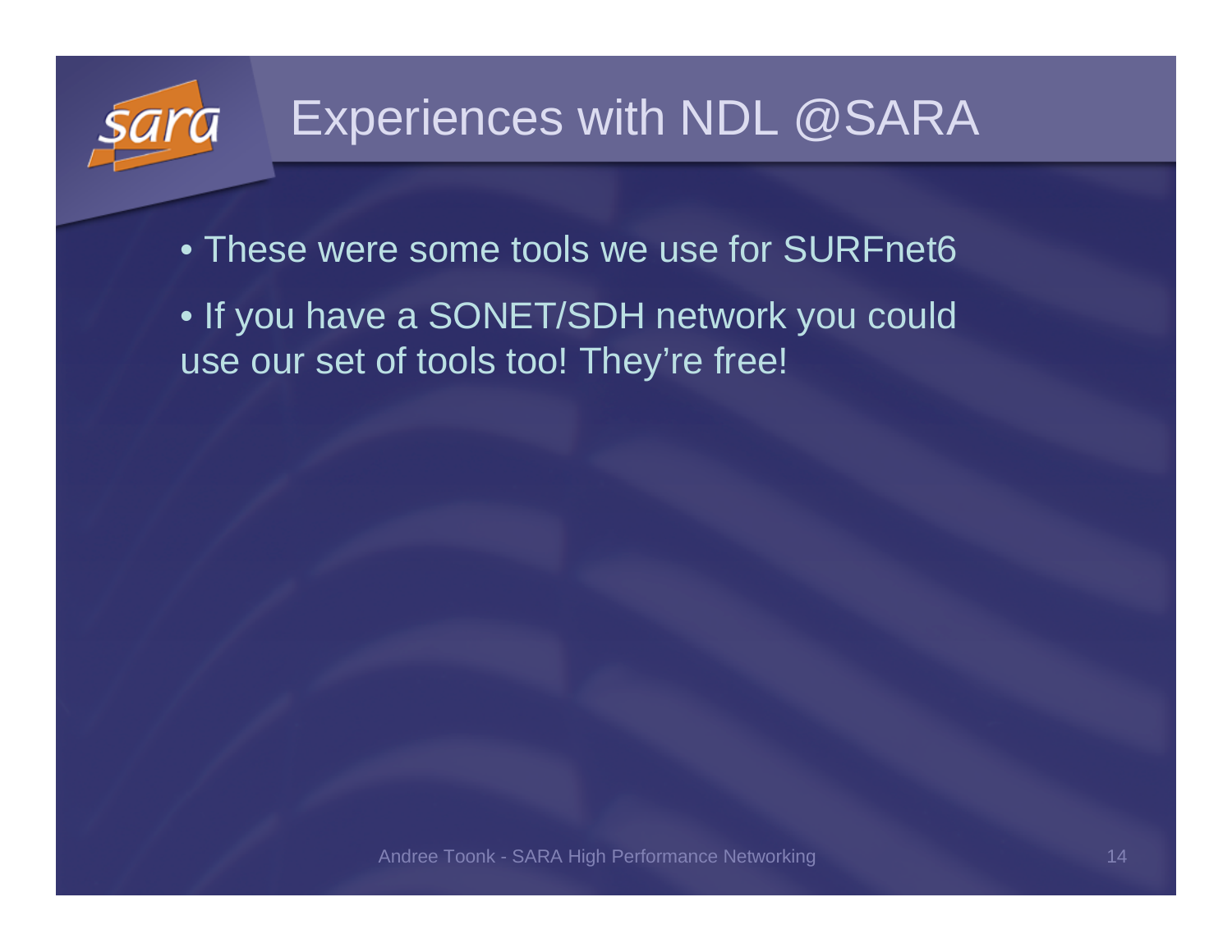# Experiences with NDL @SARA

- These were some tools we use for SURFnet6
- If you have a SONET/SDH network you could use our set of tools too! They're free!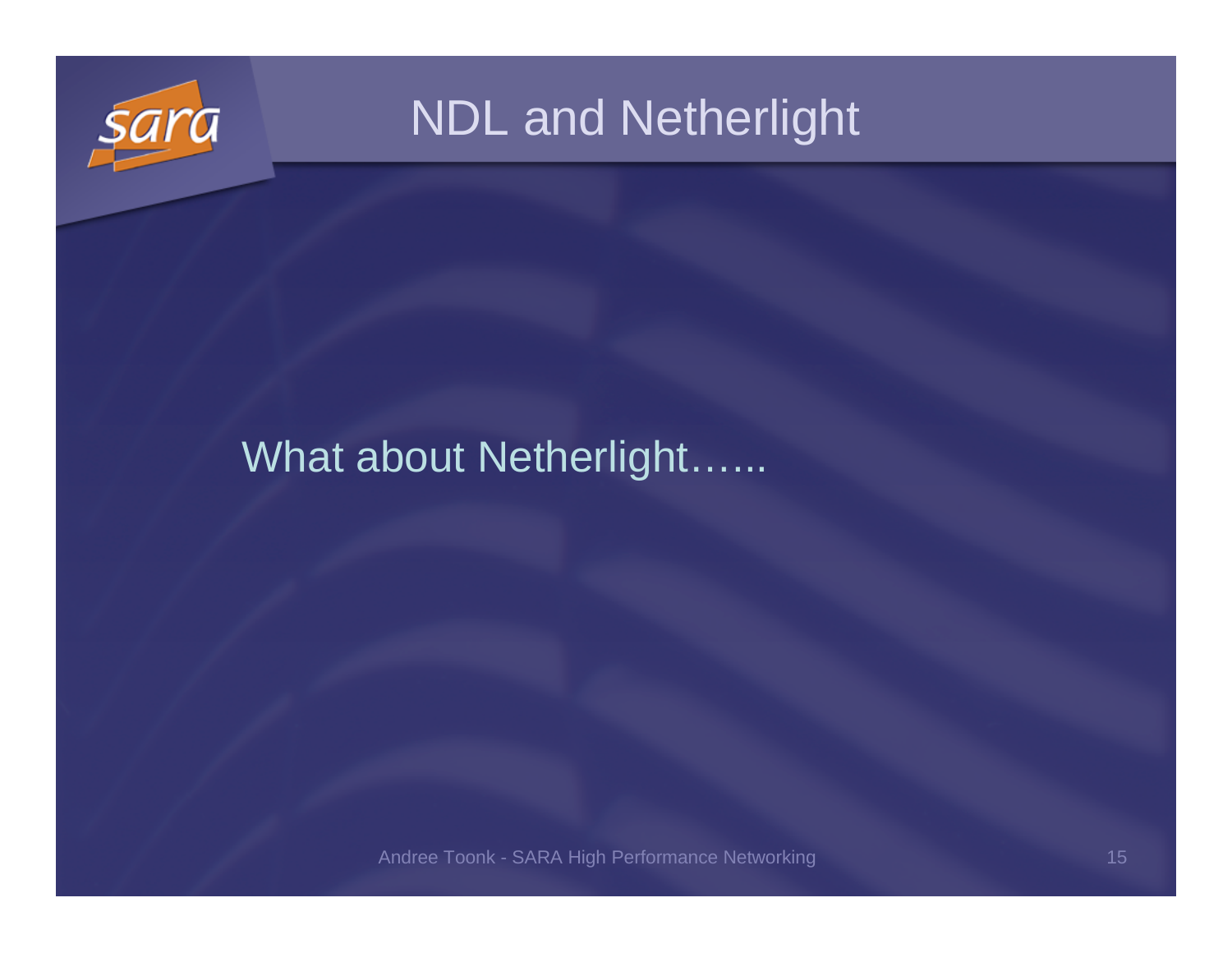# NDL and Netherlight

What about Netherlight…...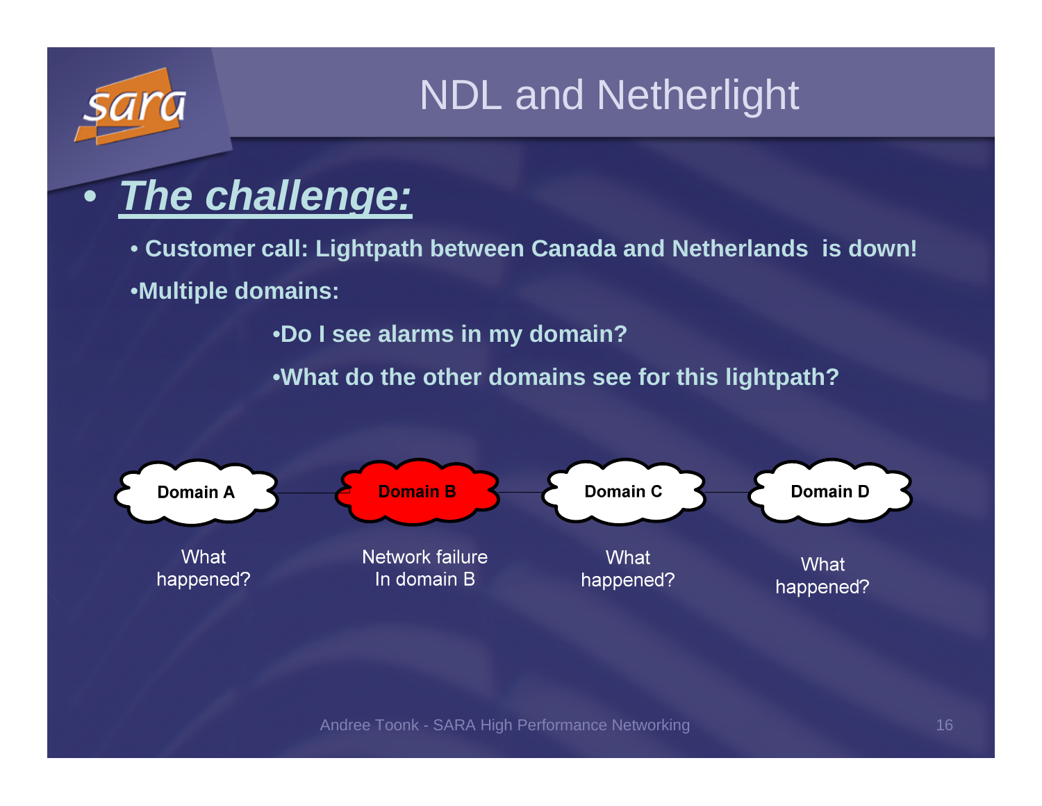# NDL and Netherlight

- ***The challenge:***
  - **Customer call: Lightpath between Canada and Netherlands is down!**
  - **Multiple domains:**
    - **Do I see alarms in my domain?**
    - **What do the other domains see for this lightpath?**

| Domain A | Domain B | Domain C | Domain D |
| --- | --- | --- | --- |
| What happened? | Network failure In domain B | What happened? | What happened? |

Andree Toonk - SARA High Performance Networking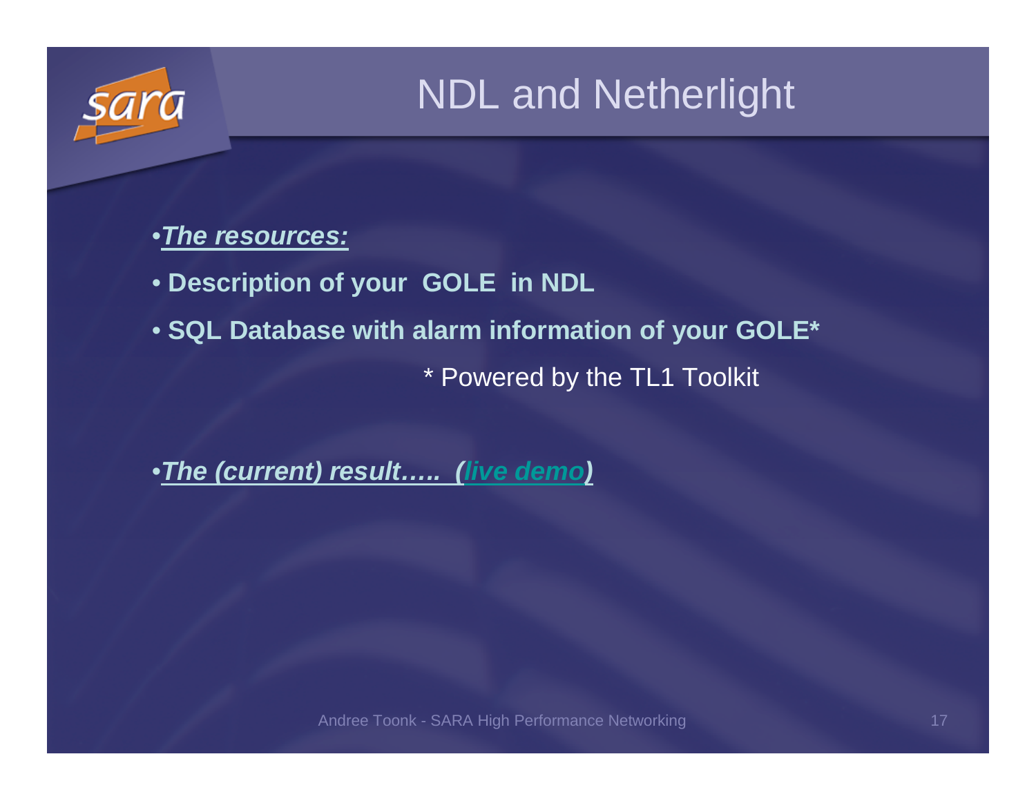# NDL and Netherlight

- ***The resources:***
- **Description of your GOLE in NDL**
- **SQL Database with alarm information of your GOLE***

  * Powered by the TL1 Toolkit

- ***The (current) result….. (live demo)***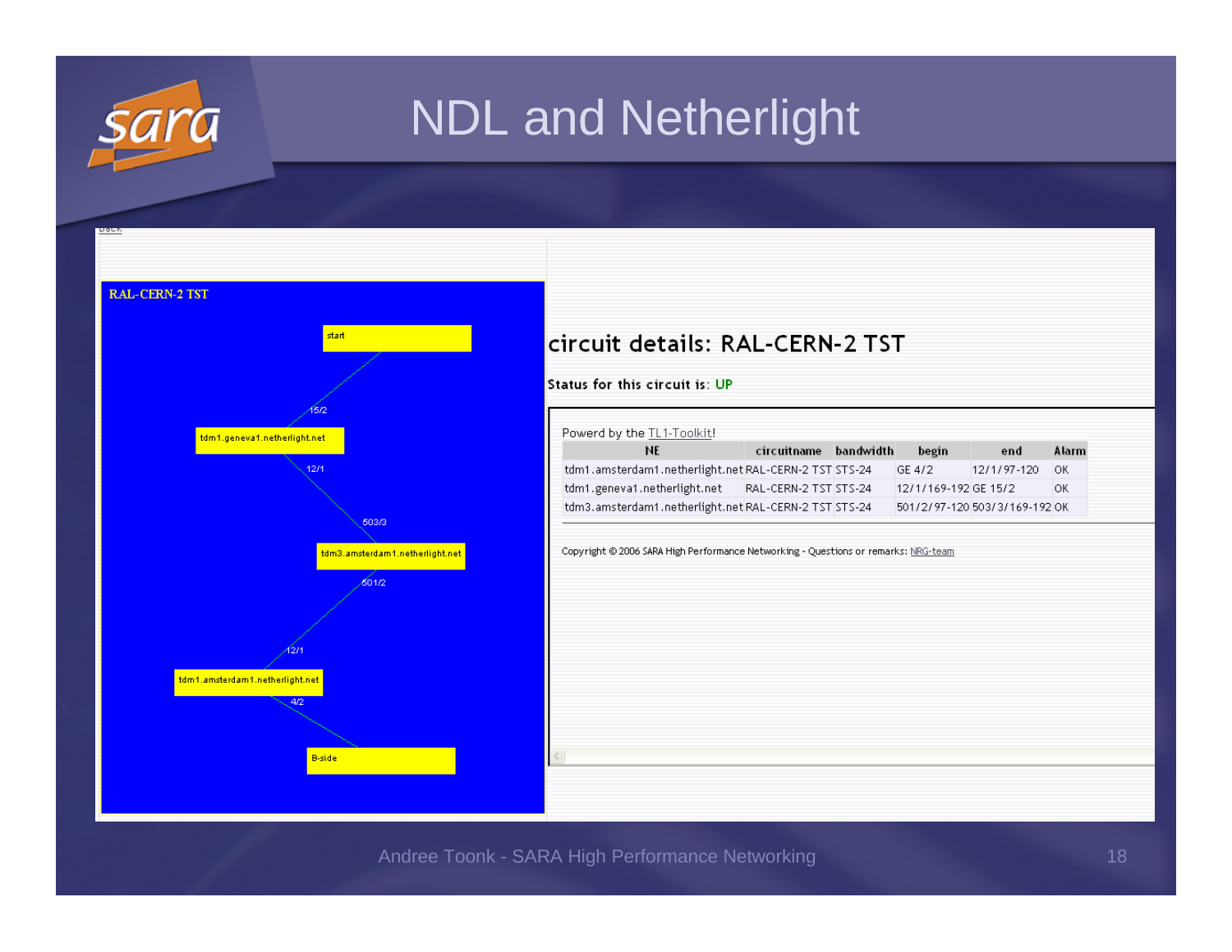# NDL and Netherlight

RAL-CERN-2 TST

start

15/2

tdm1.geneva1.netherlight.net

12/1

503/3

tdm3.amsterdam1.netherlight.net

501/2

12/1

tdm1.amsterdam1.netherlight.net

4/2

B-side

## circuit details: RAL-CERN-2 TST

Status for this circuit is: UP

Powerd by the TL1-Toolkit!

| NE | circuitname | bandwidth | begin | end | Alarm |
|---|---|---|---|---|---|
| tdm1.amsterdam1.netherlight.net | RAL-CERN-2 TST | STS-24 | GE 4/2 | 12/1/97-120 | OK |
| tdm1.geneva1.netherlight.net | RAL-CERN-2 TST | STS-24 | 12/1/169-192 | GE 15/2 | OK |
| tdm3.amsterdam1.netherlight.net | RAL-CERN-2 TST | STS-24 | 501/2/97-120 | 503/3/169-192 | OK |

Copyright © 2006 SARA High Performance Networking - Questions or remarks: NRG-team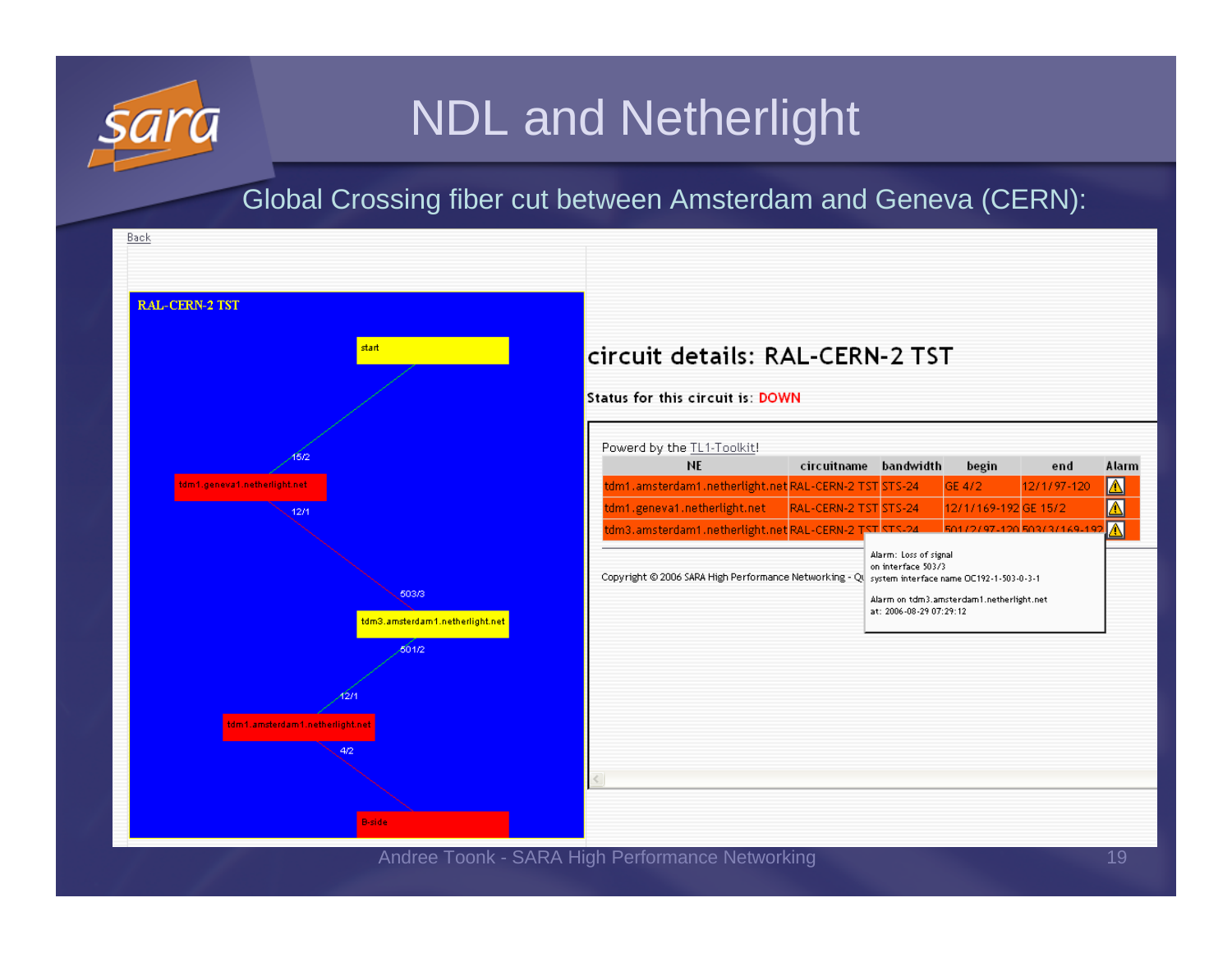# NDL and Netherlight

Global Crossing fiber cut between Amsterdam and Geneva (CERN):

Back

**RAL-CERN-2 TST**

start

15/2

tdm1.geneva1.netherlight.net

12/1

503/3

tdm3.amsterdam1.netherlight.net

501/2

12/1

tdm1.amsterdam1.netherlight.net

4/2

B-side

## circuit details: RAL-CERN-2 TST

**Status for this circuit is: DOWN**

Powerd by the TL1-Toolkit!

| NE | circuitname | bandwidth | begin | end | Alarm |
|---|---|---|---|---|---|
| tdm1.amsterdam1.netherlight.net | RAL-CERN-2 TST | STS-24 | GE 4/2 | 12/1/97-120 | ⚠ |
| tdm1.geneva1.netherlight.net | RAL-CERN-2 TST | STS-24 | 12/1/169-192 | GE 15/2 | ⚠ |
| tdm3.amsterdam1.netherlight.net | RAL-CERN-2 TST | STS-24 | 501/2/97-120 | 503/3/169-192 | ⚠ |

Alarm: Loss of signal
on interface 503/3
system interface name OC192-1-503-0-3-1

Alarm on tdm3.amsterdam1.netherlight.net
at: 2006-08-29 07:29:12

Copyright © 2006 SARA High Performance Networking - Qu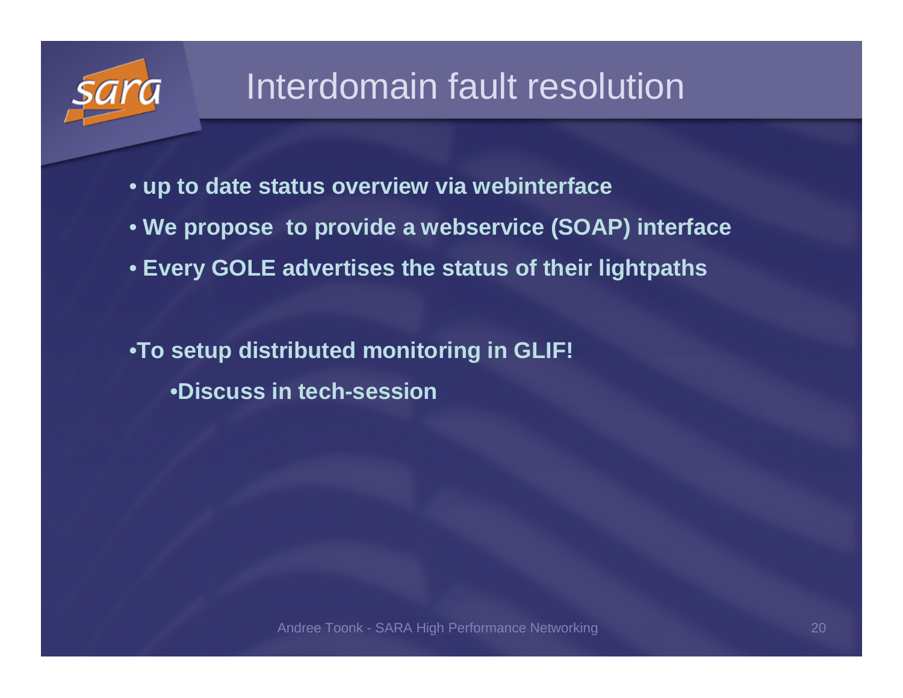# Interdomain fault resolution

- **up to date status overview via webinterface**
- **We propose to provide a webservice (SOAP) interface**
- **Every GOLE advertises the status of their lightpaths**

- **To setup distributed monitoring in GLIF!**
  - **Discuss in tech-session**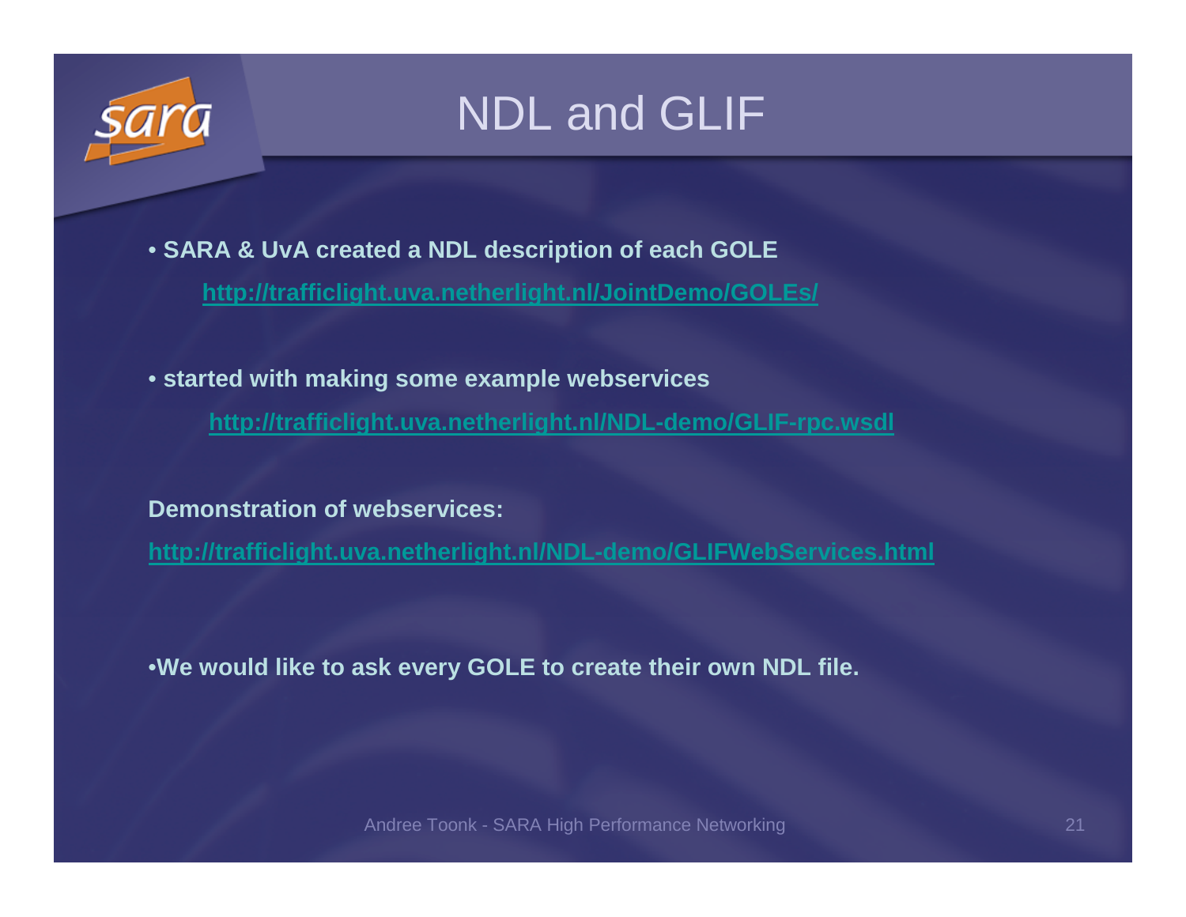# NDL and GLIF

- **SARA & UvA created a NDL description of each GOLE**

  **http://trafficlight.uva.netherlight.nl/JointDemo/GOLEs/**

- **started with making some example webservices**

  **http://trafficlight.uva.netherlight.nl/NDL-demo/GLIF-rpc.wsdl**

**Demonstration of webservices:**

**http://trafficlight.uva.netherlight.nl/NDL-demo/GLIFWebServices.html**

- **We would like to ask every GOLE to create their own NDL file.**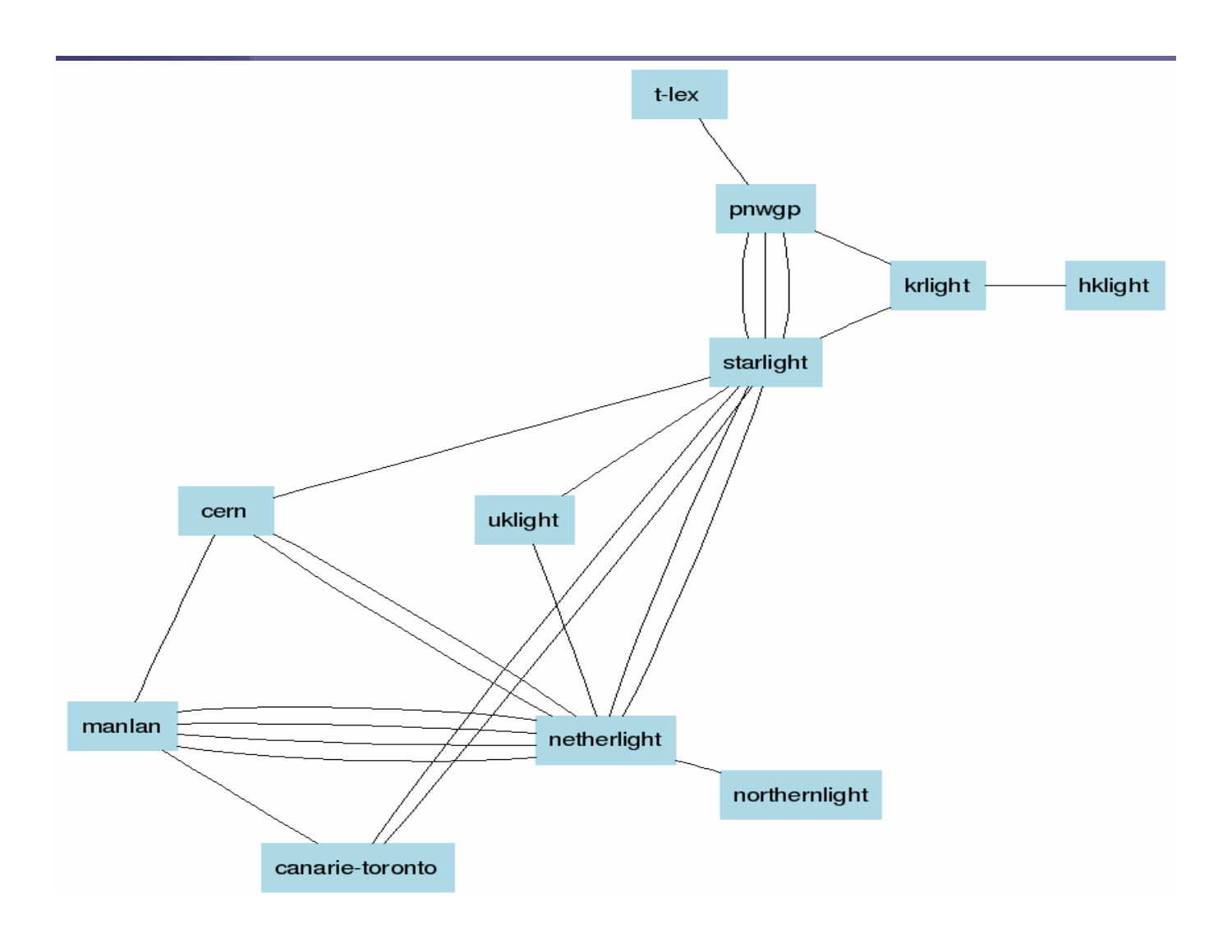t-lex

pnwgp

krlight

hklight

starlight

cern

uklight

manlan

netherlight

northernlight

canarie-toronto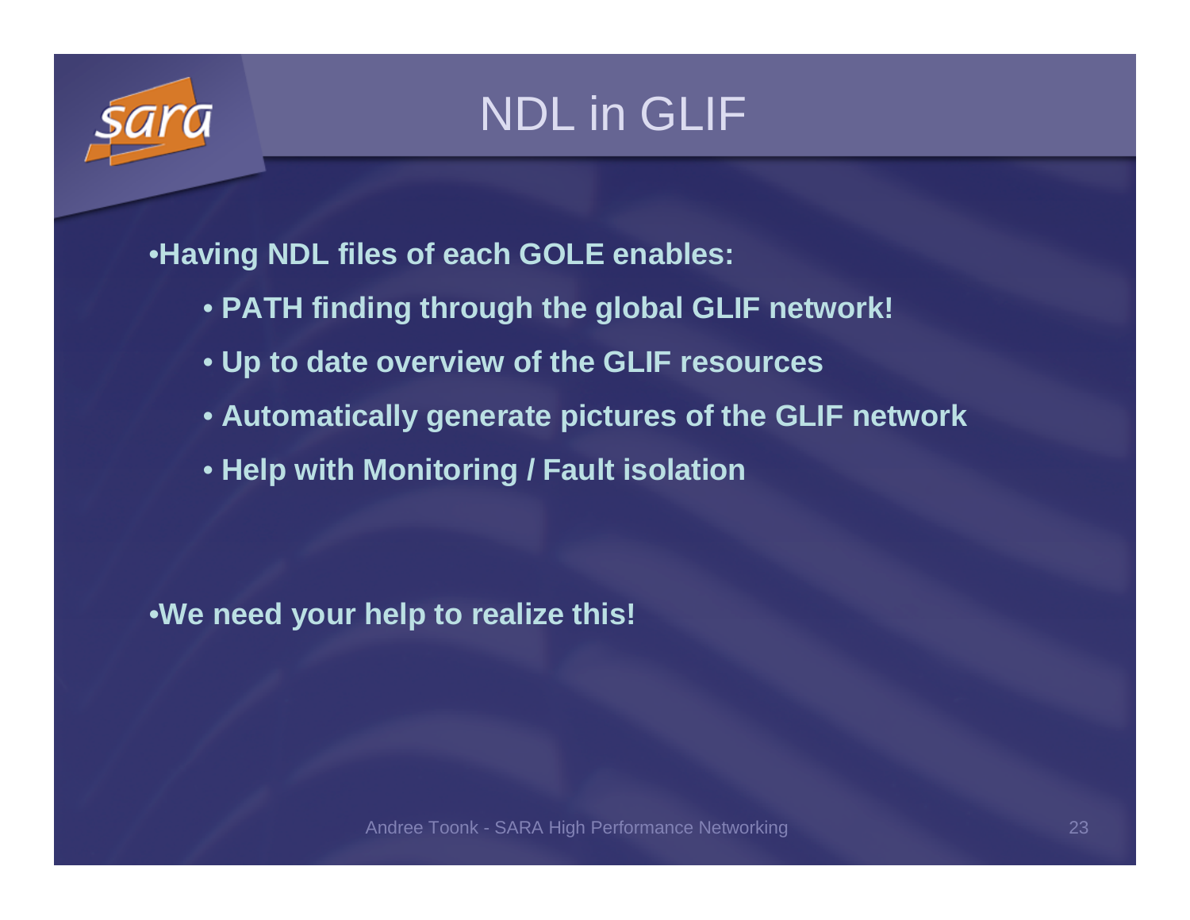# NDL in GLIF

- **Having NDL files of each GOLE enables:**
  - **PATH finding through the global GLIF network!**
  - **Up to date overview of the GLIF resources**
  - **Automatically generate pictures of the GLIF network**
  - **Help with Monitoring / Fault isolation**

- **We need your help to realize this!**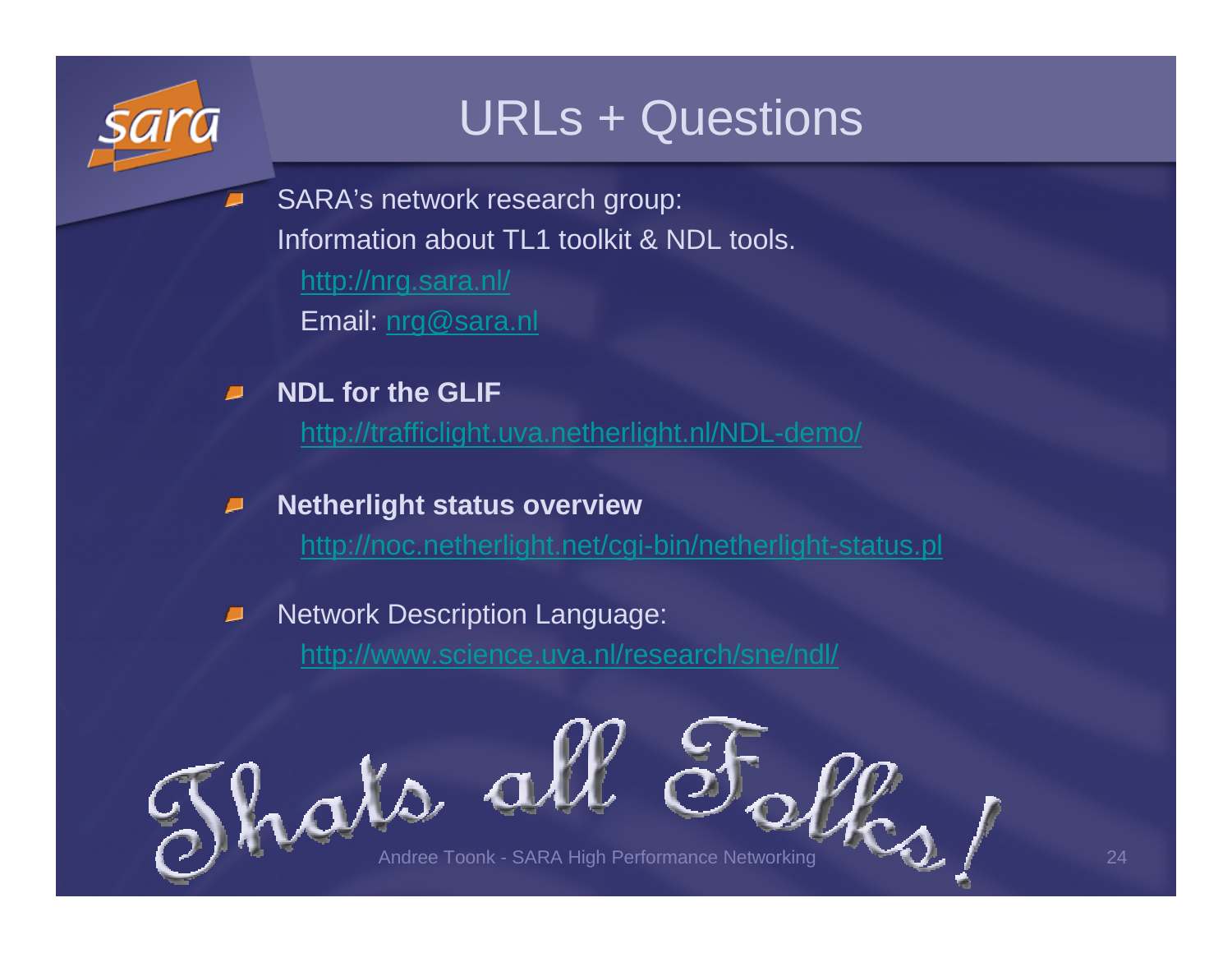# URLs + Questions

- SARA's network research group:
  Information about TL1 toolkit & NDL tools.
  http://nrg.sara.nl/
  Email: nrg@sara.nl

- **NDL for the GLIF**
  http://trafficlight.uva.netherlight.nl/NDL-demo/

- **Netherlight status overview**
  http://noc.netherlight.net/cgi-bin/netherlight-status.pl

- Network Description Language:
  http://www.science.uva.nl/research/sne/ndl/

Thats all Folks!